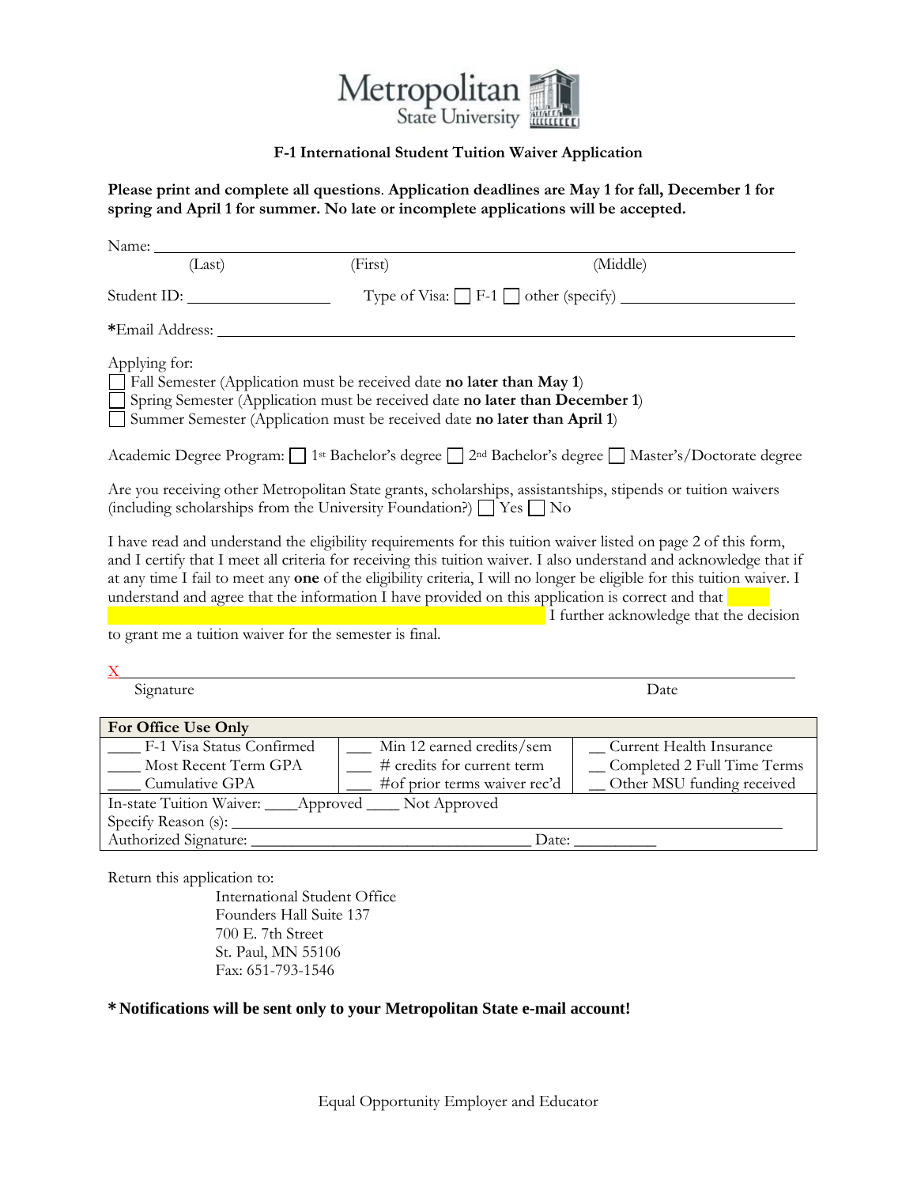Metropolitan State University

## F-1 International Student Tuition Waiver Application

**Please print and complete all questions. Application deadlines are May 1 for fall, December 1 for spring and April 1 for summer. No late or incomplete applications will be accepted.**

Name: ______________________________________________
(Last) (First) (Middle)

Student ID: ______________ Type of Visa: ☐ F-1 ☐ other (specify) ______________

*Email Address: ______________________________________________

Applying for:
☐ Fall Semester (Application must be received date **no later than May 1**)
☐ Spring Semester (Application must be received date **no later than December 1**)
☐ Summer Semester (Application must be received date **no later than April 1**)

Academic Degree Program: ☐ 1st Bachelor's degree ☐ 2nd Bachelor's degree ☐ Master's/Doctorate degree

Are you receiving other Metropolitan State grants, scholarships, assistantships, stipends or tuition waivers (including scholarships from the University Foundation?) ☐ Yes ☐ No

I have read and understand the eligibility requirements for this tuition waiver listed on page 2 of this form, and I certify that I meet all criteria for receiving this tuition waiver. I also understand and acknowledge that if at any time I fail to meet any **one** of the eligibility criteria, I will no longer be eligible for this tuition waiver. I understand and agree that the information I have provided on this application is correct and that ______________________________ I further acknowledge that the decision to grant me a tuition waiver for the semester is final.

X______________________________________________
Signature Date

| For Office Use Only | | |
|---|---|---|
| ____ F-1 Visa Status Confirmed<br>____ Most Recent Term GPA<br>____ Cumulative GPA | ___ Min 12 earned credits/sem<br>___ # credits for current term<br>___ #of prior terms waiver rec'd | __ Current Health Insurance<br>__ Completed 2 Full Time Terms<br>__ Other MSU funding received |
| In-state Tuition Waiver: ____Approved ____ Not Approved | | |
| Specify Reason (s): ______________________________ | | |
| Authorized Signature: ______________________ Date: __________ | | |

Return this application to:
International Student Office
Founders Hall Suite 137
700 E. 7th Street
St. Paul, MN 55106
Fax: 651-793-1546

**\* Notifications will be sent only to your Metropolitan State e-mail account!**

Equal Opportunity Employer and Educator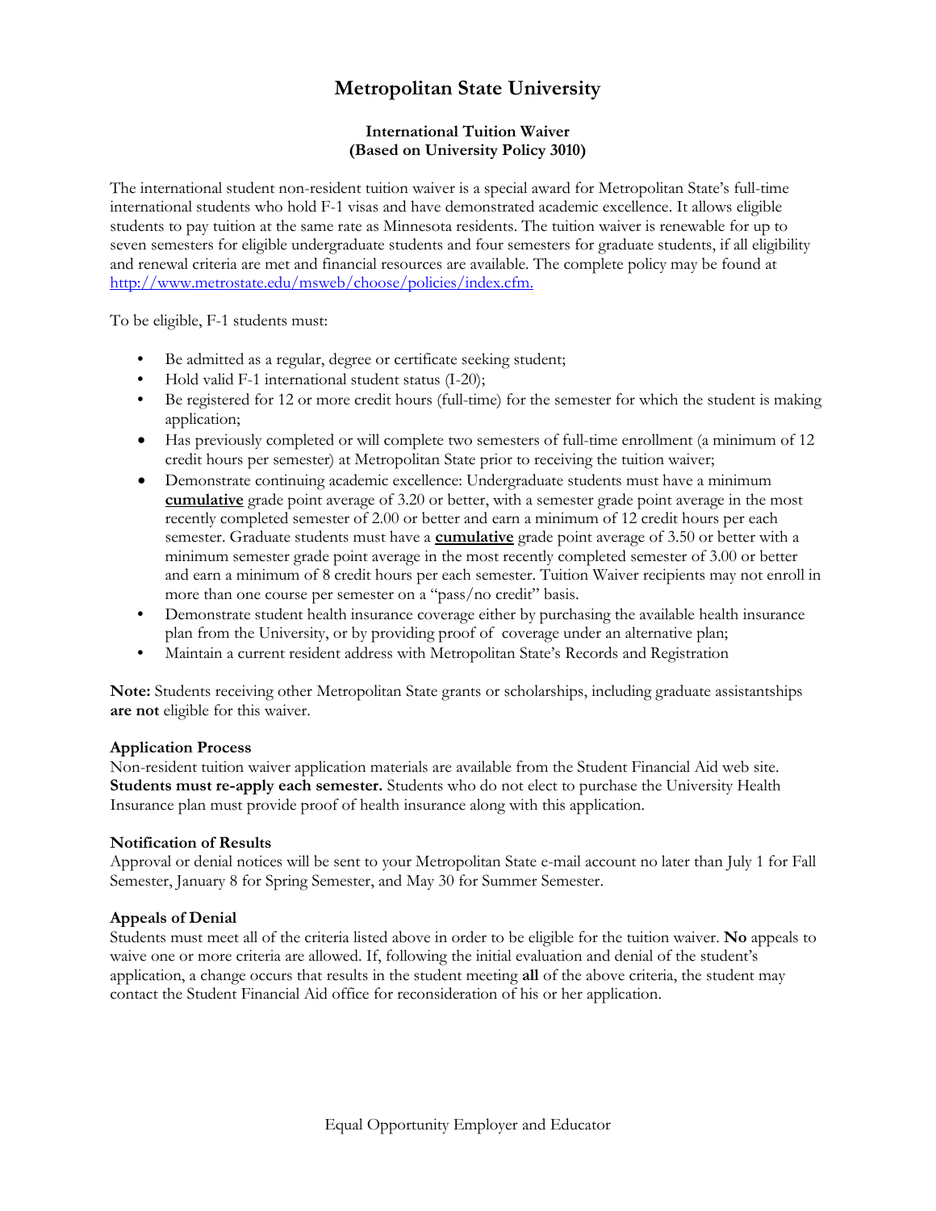# Metropolitan State University

### International Tuition Waiver
### (Based on University Policy 3010)

The international student non-resident tuition waiver is a special award for Metropolitan State's full-time international students who hold F-1 visas and have demonstrated academic excellence. It allows eligible students to pay tuition at the same rate as Minnesota residents. The tuition waiver is renewable for up to seven semesters for eligible undergraduate students and four semesters for graduate students, if all eligibility and renewal criteria are met and financial resources are available. The complete policy may be found at http://www.metrostate.edu/msweb/choose/policies/index.cfm.

To be eligible, F-1 students must:

- Be admitted as a regular, degree or certificate seeking student;
- Hold valid F-1 international student status (I-20);
- Be registered for 12 or more credit hours (full-time) for the semester for which the student is making application;
- Has previously completed or will complete two semesters of full-time enrollment (a minimum of 12 credit hours per semester) at Metropolitan State prior to receiving the tuition waiver;
- Demonstrate continuing academic excellence: Undergraduate students must have a minimum **cumulative** grade point average of 3.20 or better, with a semester grade point average in the most recently completed semester of 2.00 or better and earn a minimum of 12 credit hours per each semester. Graduate students must have a **cumulative** grade point average of 3.50 or better with a minimum semester grade point average in the most recently completed semester of 3.00 or better and earn a minimum of 8 credit hours per each semester. Tuition Waiver recipients may not enroll in more than one course per semester on a "pass/no credit" basis.
- Demonstrate student health insurance coverage either by purchasing the available health insurance plan from the University, or by providing proof of coverage under an alternative plan;
- Maintain a current resident address with Metropolitan State's Records and Registration

**Note:** Students receiving other Metropolitan State grants or scholarships, including graduate assistantships **are not** eligible for this waiver.

**Application Process**
Non-resident tuition waiver application materials are available from the Student Financial Aid web site. **Students must re-apply each semester.** Students who do not elect to purchase the University Health Insurance plan must provide proof of health insurance along with this application.

**Notification of Results**
Approval or denial notices will be sent to your Metropolitan State e-mail account no later than July 1 for Fall Semester, January 8 for Spring Semester, and May 30 for Summer Semester.

**Appeals of Denial**
Students must meet all of the criteria listed above in order to be eligible for the tuition waiver. **No** appeals to waive one or more criteria are allowed. If, following the initial evaluation and denial of the student's application, a change occurs that results in the student meeting **all** of the above criteria, the student may contact the Student Financial Aid office for reconsideration of his or her application.

Equal Opportunity Employer and Educator